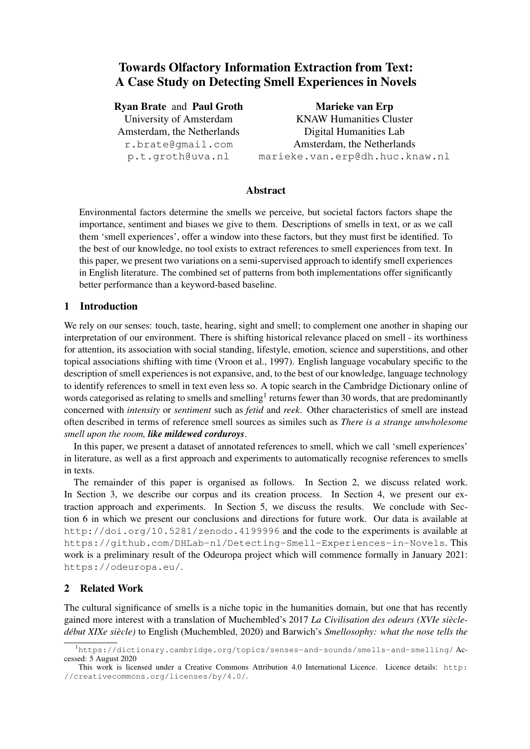# Towards Olfactory Information Extraction from Text: A Case Study on Detecting Smell Experiences in Novels

**Ryan Brate** and **Paul Groth**
University of Amsterdam
Amsterdam, the Netherlands
r.brate@gmail.com
p.t.groth@uva.nl

**Marieke van Erp**
KNAW Humanities Cluster
Digital Humanities Lab
Amsterdam, the Netherlands
marieke.van.erp@dh.huc.knaw.nl

## Abstract

Environmental factors determine the smells we perceive, but societal factors factors shape the importance, sentiment and biases we give to them. Descriptions of smells in text, or as we call them 'smell experiences', offer a window into these factors, but they must first be identified. To the best of our knowledge, no tool exists to extract references to smell experiences from text. In this paper, we present two variations on a semi-supervised approach to identify smell experiences in English literature. The combined set of patterns from both implementations offer significantly better performance than a keyword-based baseline.

## 1 Introduction

We rely on our senses: touch, taste, hearing, sight and smell; to complement one another in shaping our interpretation of our environment. There is shifting historical relevance placed on smell - its worthiness for attention, its association with social standing, lifestyle, emotion, science and superstitions, and other topical associations shifting with time (Vroon et al., 1997). English language vocabulary specific to the description of smell experiences is not expansive, and, to the best of our knowledge, language technology to identify references to smell in text even less so. A topic search in the Cambridge Dictionary online of words categorised as relating to smells and smelling[1] returns fewer than 30 words, that are predominantly concerned with *intensity* or *sentiment* such as *fetid* and *reek*. Other characteristics of smell are instead often described in terms of reference smell sources as similes such as *There is a strange unwholesome smell upon the room,* ***like mildewed corduroys***.

In this paper, we present a dataset of annotated references to smell, which we call 'smell experiences' in literature, as well as a first approach and experiments to automatically recognise references to smells in texts.

The remainder of this paper is organised as follows. In Section 2, we discuss related work. In Section 3, we describe our corpus and its creation process. In Section 4, we present our extraction approach and experiments. In Section 5, we discuss the results. We conclude with Section 6 in which we present our conclusions and directions for future work. Our data is available at http://doi.org/10.5281/zenodo.4199996 and the code to the experiments is available at https://github.com/DHLab-nl/Detecting-Smell-Experiences-in-Novels. This work is a preliminary result of the Odeuropa project which will commence formally in January 2021: https://odeuropa.eu/.

## 2 Related Work

The cultural significance of smells is a niche topic in the humanities domain, but one that has recently gained more interest with a translation of Muchembled's 2017 *La Civilisation des odeurs (XVIe siècle-début XIXe siècle)* to English (Muchembled, 2020) and Barwich's *Smellosophy: what the nose tells the*

[1] https://dictionary.cambridge.org/topics/senses-and-sounds/smells-and-smelling/ Accessed: 5 August 2020

This work is licensed under a Creative Commons Attribution 4.0 International Licence. Licence details: http://creativecommons.org/licenses/by/4.0/.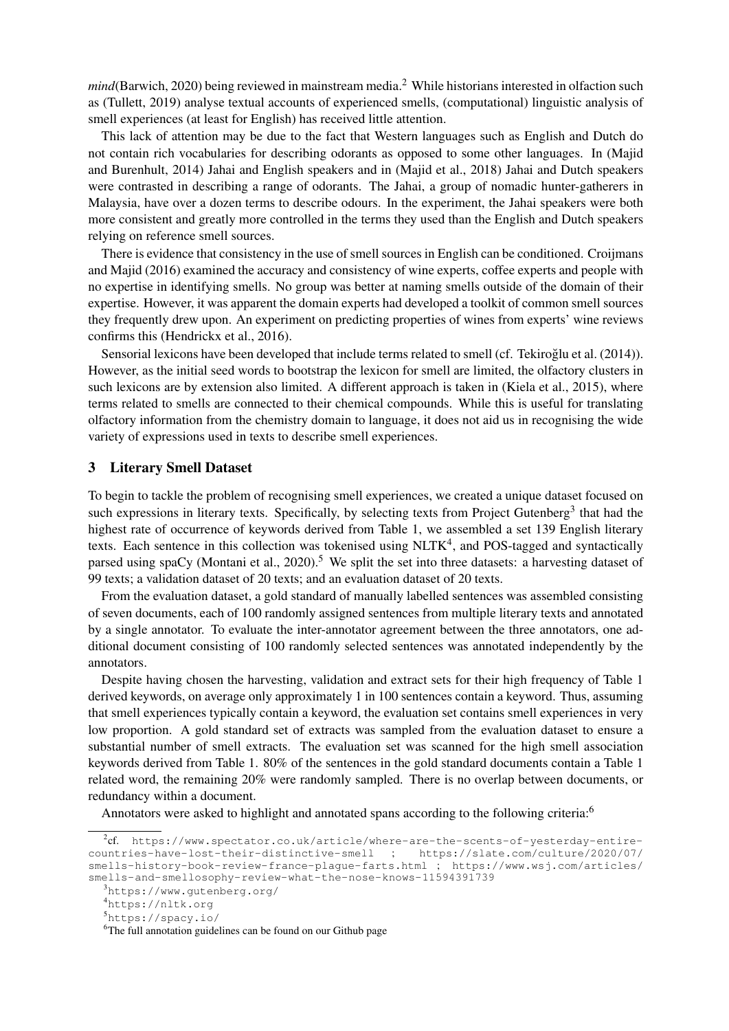*mind*(Barwich, 2020) being reviewed in mainstream media.[2] While historians interested in olfaction such as (Tullett, 2019) analyse textual accounts of experienced smells, (computational) linguistic analysis of smell experiences (at least for English) has received little attention.

This lack of attention may be due to the fact that Western languages such as English and Dutch do not contain rich vocabularies for describing odorants as opposed to some other languages. In (Majid and Burenhult, 2014) Jahai and English speakers and in (Majid et al., 2018) Jahai and Dutch speakers were contrasted in describing a range of odorants. The Jahai, a group of nomadic hunter-gatherers in Malaysia, have over a dozen terms to describe odours. In the experiment, the Jahai speakers were both more consistent and greatly more controlled in the terms they used than the English and Dutch speakers relying on reference smell sources.

There is evidence that consistency in the use of smell sources in English can be conditioned. Croijmans and Majid (2016) examined the accuracy and consistency of wine experts, coffee experts and people with no expertise in identifying smells. No group was better at naming smells outside of the domain of their expertise. However, it was apparent the domain experts had developed a toolkit of common smell sources they frequently drew upon. An experiment on predicting properties of wines from experts' wine reviews confirms this (Hendrickx et al., 2016).

Sensorial lexicons have been developed that include terms related to smell (cf. Tekiroğlu et al. (2014)). However, as the initial seed words to bootstrap the lexicon for smell are limited, the olfactory clusters in such lexicons are by extension also limited. A different approach is taken in (Kiela et al., 2015), where terms related to smells are connected to their chemical compounds. While this is useful for translating olfactory information from the chemistry domain to language, it does not aid us in recognising the wide variety of expressions used in texts to describe smell experiences.

## 3 Literary Smell Dataset

To begin to tackle the problem of recognising smell experiences, we created a unique dataset focused on such expressions in literary texts. Specifically, by selecting texts from Project Gutenberg[3] that had the highest rate of occurrence of keywords derived from Table 1, we assembled a set 139 English literary texts. Each sentence in this collection was tokenised using NLTK[4], and POS-tagged and syntactically parsed using spaCy (Montani et al., 2020).[5] We split the set into three datasets: a harvesting dataset of 99 texts; a validation dataset of 20 texts; and an evaluation dataset of 20 texts.

From the evaluation dataset, a gold standard of manually labelled sentences was assembled consisting of seven documents, each of 100 randomly assigned sentences from multiple literary texts and annotated by a single annotator. To evaluate the inter-annotator agreement between the three annotators, one additional document consisting of 100 randomly selected sentences was annotated independently by the annotators.

Despite having chosen the harvesting, validation and extract sets for their high frequency of Table 1 derived keywords, on average only approximately 1 in 100 sentences contain a keyword. Thus, assuming that smell experiences typically contain a keyword, the evaluation set contains smell experiences in very low proportion. A gold standard set of extracts was sampled from the evaluation dataset to ensure a substantial number of smell extracts. The evaluation set was scanned for the high smell association keywords derived from Table 1. 80% of the sentences in the gold standard documents contain a Table 1 related word, the remaining 20% were randomly sampled. There is no overlap between documents, or redundancy within a document.

Annotators were asked to highlight and annotated spans according to the following criteria:[6]

---

[2] cf. https://www.spectator.co.uk/article/where-are-the-scents-of-yesterday-entire-countries-have-lost-their-distinctive-smell ; https://slate.com/culture/2020/07/smells-history-book-review-france-plague-farts.html ; https://www.wsj.com/articles/smells-and-smellosophy-review-what-the-nose-knows-11594391739

[3] https://www.gutenberg.org/

[4] https://nltk.org

[5] https://spacy.io/

[6] The full annotation guidelines can be found on our Github page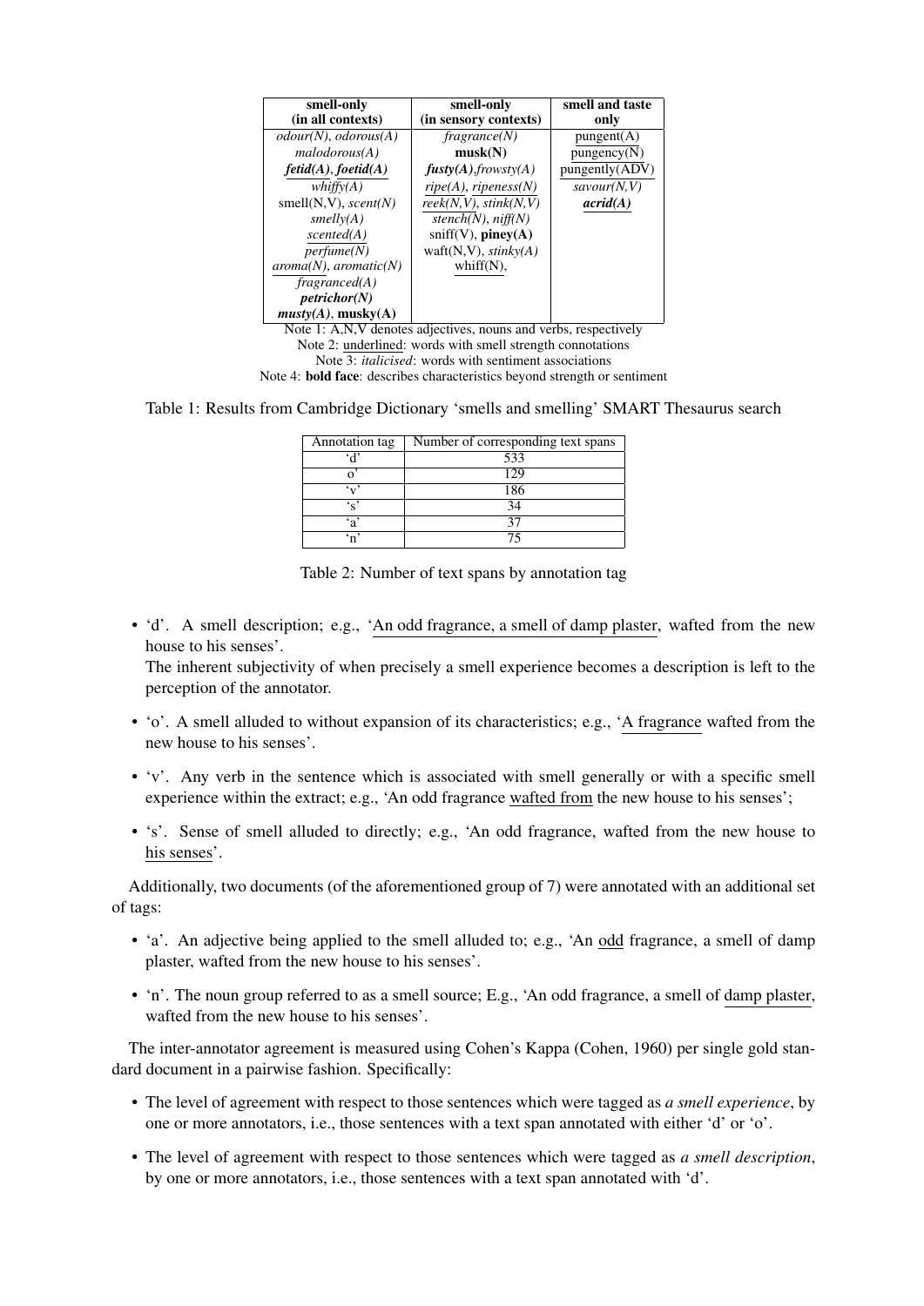| smell-only (in all contexts) | smell-only (in sensory contexts) | smell and taste only |
|---|---|---|
| *odour(N)*, *odorous(A)* | *fragrance(N)* | pungent(A) |
| *malodorous(A)* | **musk(N)** | pungency(N) |
| ***fetid(A)***, ***foetid(A)*** | ***fusty(A)***,*frowsty(A)* | pungently(ADV) |
| *whiffy(A)* | *ripe(A)*, *ripeness(N)* | *savour(N,V)* |
| smell(N,V), *scent(N)* | *reek(N,V)*, *stink(N,V)* | ***acrid(A)*** |
| *smelly(A)* | *stench(N)*, *niff(N)* | |
| *scented(A)* | sniff(V), **piney(A)** | |
| *perfume(N)* | waft(N,V), *stinky(A)* | |
| *aroma(N)*, *aromatic(N)* | whiff(N), | |
| *fragranced(A)* | | |
| ***petrichor(N)*** | | |
| ***musty(A)***, **musky(A)** | | |

Note 1: A,N,V denotes adjectives, nouns and verbs, respectively
Note 2: underlined: words with smell strength connotations
Note 3: *italicised*: words with sentiment associations
Note 4: **bold face**: describes characteristics beyond strength or sentiment

Table 1: Results from Cambridge Dictionary 'smells and smelling' SMART Thesaurus search

| Annotation tag | Number of corresponding text spans |
|---|---|
| 'd' | 533 |
| o' | 129 |
| 'v' | 186 |
| 's' | 34 |
| 'a' | 37 |
| 'n' | 75 |

Table 2: Number of text spans by annotation tag

- 'd'. A smell description; e.g., 'An odd fragrance, a smell of damp plaster, wafted from the new house to his senses'.
  The inherent subjectivity of when precisely a smell experience becomes a description is left to the perception of the annotator.
- 'o'. A smell alluded to without expansion of its characteristics; e.g., 'A fragrance wafted from the new house to his senses'.
- 'v'. Any verb in the sentence which is associated with smell generally or with a specific smell experience within the extract; e.g., 'An odd fragrance wafted from the new house to his senses';
- 's'. Sense of smell alluded to directly; e.g., 'An odd fragrance, wafted from the new house to his senses'.

Additionally, two documents (of the aforementioned group of 7) were annotated with an additional set of tags:

- 'a'. An adjective being applied to the smell alluded to; e.g., 'An odd fragrance, a smell of damp plaster, wafted from the new house to his senses'.
- 'n'. The noun group referred to as a smell source; E.g., 'An odd fragrance, a smell of damp plaster, wafted from the new house to his senses'.

The inter-annotator agreement is measured using Cohen's Kappa (Cohen, 1960) per single gold standard document in a pairwise fashion. Specifically:

- The level of agreement with respect to those sentences which were tagged as *a smell experience*, by one or more annotators, i.e., those sentences with a text span annotated with either 'd' or 'o'.
- The level of agreement with respect to those sentences which were tagged as *a smell description*, by one or more annotators, i.e., those sentences with a text span annotated with 'd'.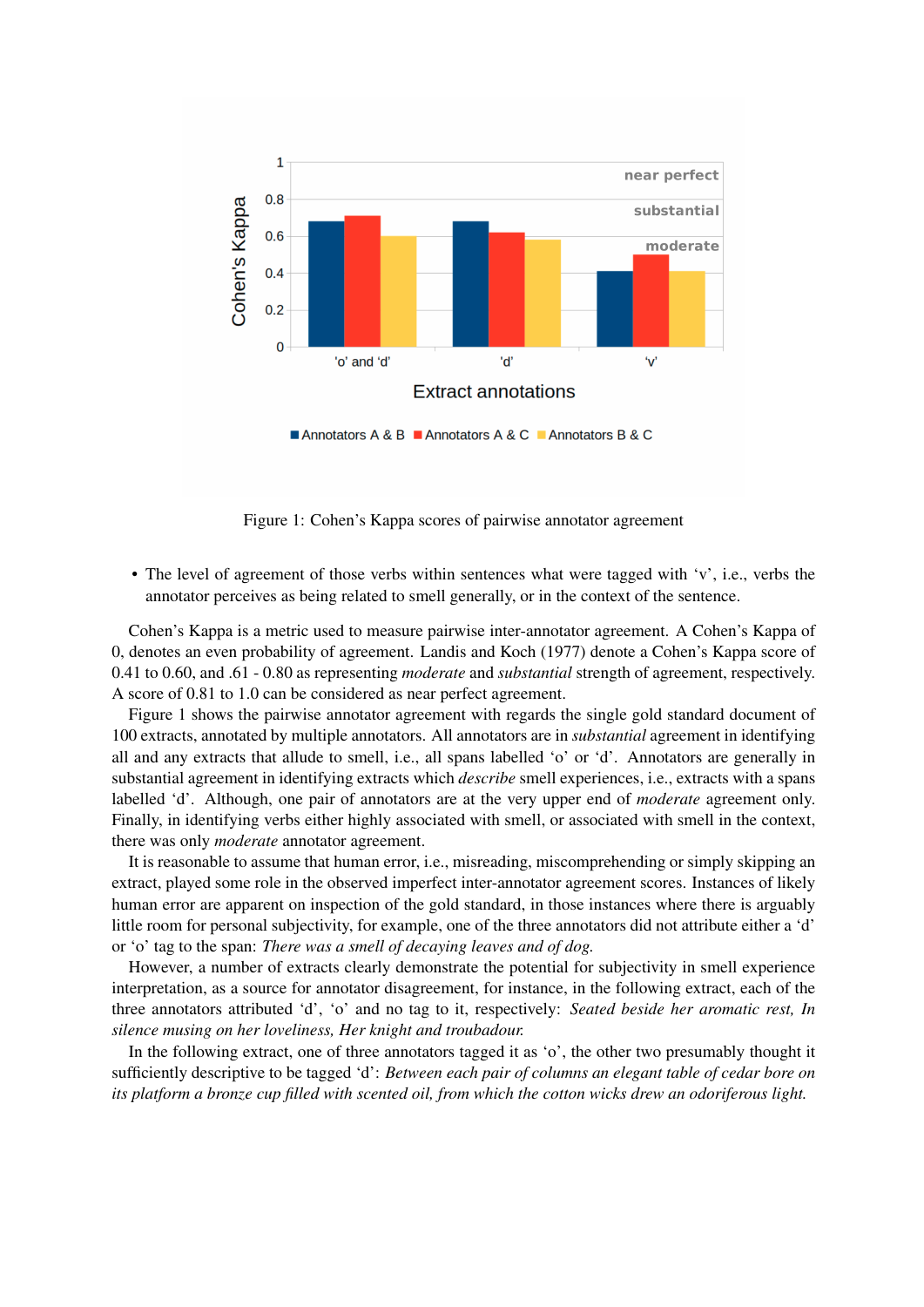Figure 1: Cohen's Kappa scores of pairwise annotator agreement

- The level of agreement of those verbs within sentences what were tagged with 'v', i.e., verbs the annotator perceives as being related to smell generally, or in the context of the sentence.

Cohen's Kappa is a metric used to measure pairwise inter-annotator agreement. A Cohen's Kappa of 0, denotes an even probability of agreement. Landis and Koch (1977) denote a Cohen's Kappa score of 0.41 to 0.60, and .61 - 0.80 as representing *moderate* and *substantial* strength of agreement, respectively. A score of 0.81 to 1.0 can be considered as near perfect agreement.

Figure 1 shows the pairwise annotator agreement with regards the single gold standard document of 100 extracts, annotated by multiple annotators. All annotators are in *substantial* agreement in identifying all and any extracts that allude to smell, i.e., all spans labelled 'o' or 'd'. Annotators are generally in substantial agreement in identifying extracts which *describe* smell experiences, i.e., extracts with a spans labelled 'd'. Although, one pair of annotators are at the very upper end of *moderate* agreement only. Finally, in identifying verbs either highly associated with smell, or associated with smell in the context, there was only *moderate* annotator agreement.

It is reasonable to assume that human error, i.e., misreading, miscomprehending or simply skipping an extract, played some role in the observed imperfect inter-annotator agreement scores. Instances of likely human error are apparent on inspection of the gold standard, in those instances where there is arguably little room for personal subjectivity, for example, one of the three annotators did not attribute either a 'd' or 'o' tag to the span: *There was a smell of decaying leaves and of dog.*

However, a number of extracts clearly demonstrate the potential for subjectivity in smell experience interpretation, as a source for annotator disagreement, for instance, in the following extract, each of the three annotators attributed 'd', 'o' and no tag to it, respectively: *Seated beside her aromatic rest, In silence musing on her loveliness, Her knight and troubadour.*

In the following extract, one of three annotators tagged it as 'o', the other two presumably thought it sufficiently descriptive to be tagged 'd': *Between each pair of columns an elegant table of cedar bore on its platform a bronze cup filled with scented oil, from which the cotton wicks drew an odoriferous light.*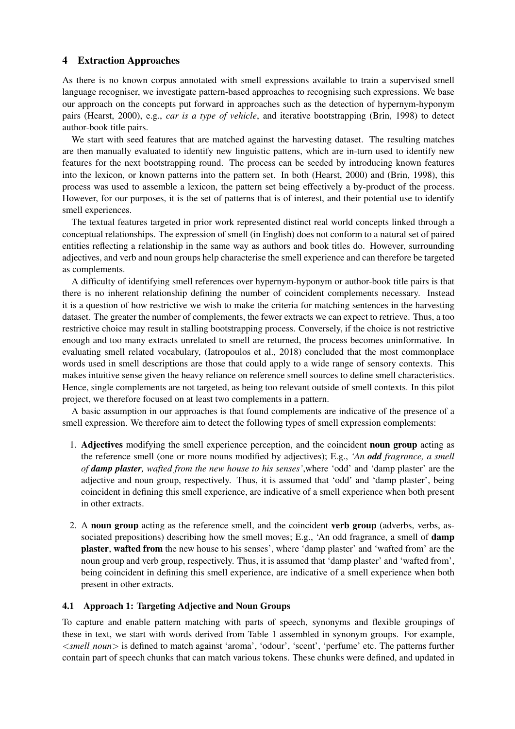## 4 Extraction Approaches

As there is no known corpus annotated with smell expressions available to train a supervised smell language recogniser, we investigate pattern-based approaches to recognising such expressions. We base our approach on the concepts put forward in approaches such as the detection of hypernym-hyponym pairs (Hearst, 2000), e.g., *car is a type of vehicle*, and iterative bootstrapping (Brin, 1998) to detect author-book title pairs.

We start with seed features that are matched against the harvesting dataset. The resulting matches are then manually evaluated to identify new linguistic pattens, which are in-turn used to identify new features for the next bootstrapping round. The process can be seeded by introducing known features into the lexicon, or known patterns into the pattern set. In both (Hearst, 2000) and (Brin, 1998), this process was used to assemble a lexicon, the pattern set being effectively a by-product of the process. However, for our purposes, it is the set of patterns that is of interest, and their potential use to identify smell experiences.

The textual features targeted in prior work represented distinct real world concepts linked through a conceptual relationships. The expression of smell (in English) does not conform to a natural set of paired entities reflecting a relationship in the same way as authors and book titles do. However, surrounding adjectives, and verb and noun groups help characterise the smell experience and can therefore be targeted as complements.

A difficulty of identifying smell references over hypernym-hyponym or author-book title pairs is that there is no inherent relationship defining the number of coincident complements necessary. Instead it is a question of how restrictive we wish to make the criteria for matching sentences in the harvesting dataset. The greater the number of complements, the fewer extracts we can expect to retrieve. Thus, a too restrictive choice may result in stalling bootstrapping process. Conversely, if the choice is not restrictive enough and too many extracts unrelated to smell are returned, the process becomes uninformative. In evaluating smell related vocabulary, (Iatropoulos et al., 2018) concluded that the most commonplace words used in smell descriptions are those that could apply to a wide range of sensory contexts. This makes intuitive sense given the heavy reliance on reference smell sources to define smell characteristics. Hence, single complements are not targeted, as being too relevant outside of smell contexts. In this pilot project, we therefore focused on at least two complements in a pattern.

A basic assumption in our approaches is that found complements are indicative of the presence of a smell expression. We therefore aim to detect the following types of smell expression complements:

1. **Adjectives** modifying the smell experience perception, and the coincident **noun group** acting as the reference smell (one or more nouns modified by adjectives); E.g., *'An **odd** fragrance, a smell of **damp plaster**, wafted from the new house to his senses'*,where 'odd' and 'damp plaster' are the adjective and noun group, respectively. Thus, it is assumed that 'odd' and 'damp plaster', being coincident in defining this smell experience, are indicative of a smell experience when both present in other extracts.

2. A **noun group** acting as the reference smell, and the coincident **verb group** (adverbs, verbs, associated prepositions) describing how the smell moves; E.g., 'An odd fragrance, a smell of **damp plaster**, **wafted from** the new house to his senses', where 'damp plaster' and 'wafted from' are the noun group and verb group, respectively. Thus, it is assumed that 'damp plaster' and 'wafted from', being coincident in defining this smell experience, are indicative of a smell experience when both present in other extracts.

### 4.1 Approach 1: Targeting Adjective and Noun Groups

To capture and enable pattern matching with parts of speech, synonyms and flexible groupings of these in text, we start with words derived from Table 1 assembled in synonym groups. For example, *<smell_noun>* is defined to match against 'aroma', 'odour', 'scent', 'perfume' etc. The patterns further contain part of speech chunks that can match various tokens. These chunks were defined, and updated in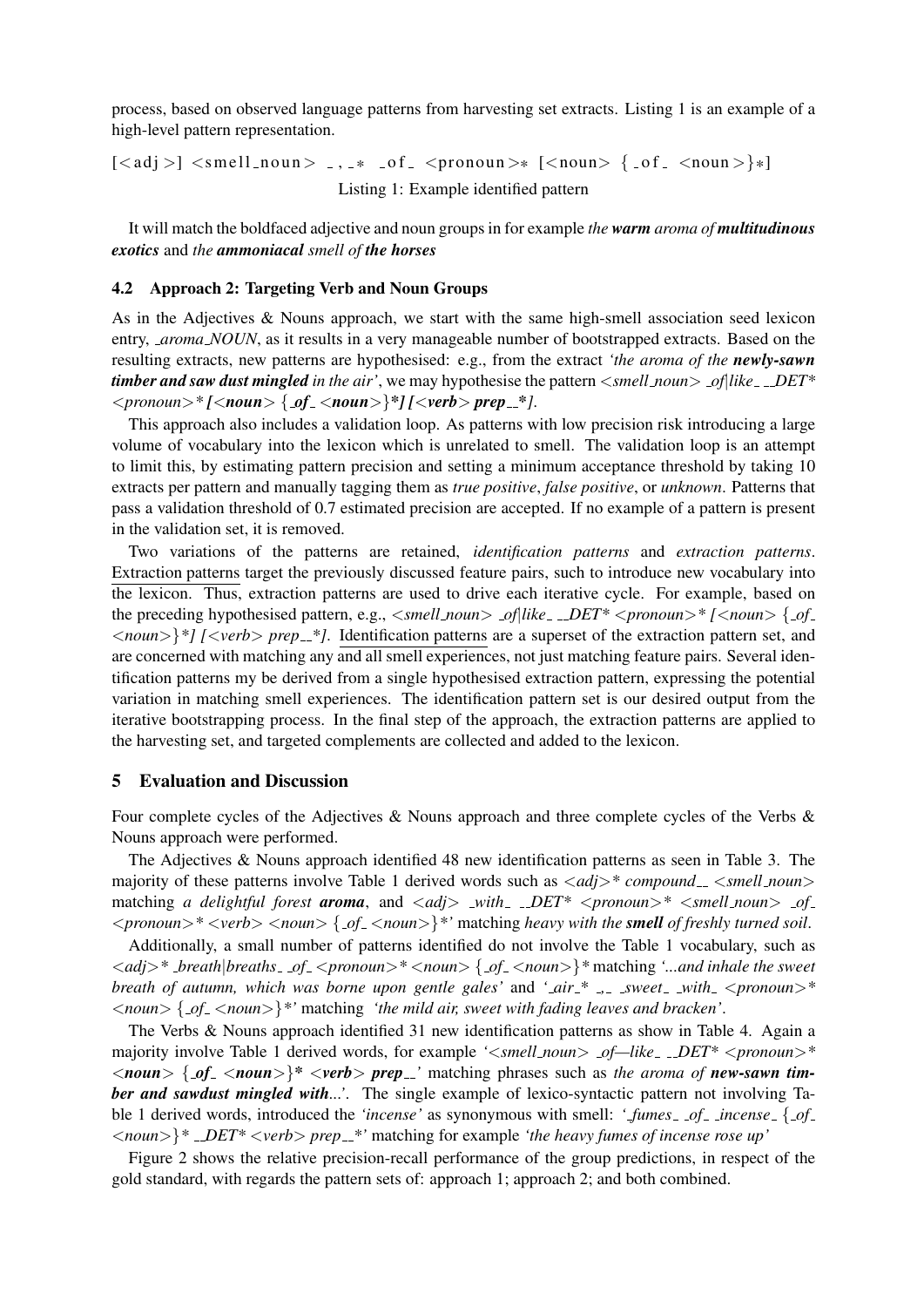process, based on observed language patterns from harvesting set extracts. Listing 1 is an example of a high-level pattern representation.

```
[<adj>] <smell_noun> _,_* _of_ <pronoun>* [<noun> {_of_ <noun>}*]
```

Listing 1: Example identified pattern

It will match the boldfaced adjective and noun groups in for example *the* ***warm*** *aroma of* ***multitudinous exotics*** and *the* ***ammoniacal*** *smell of* ***the horses***

### 4.2 Approach 2: Targeting Verb and Noun Groups

As in the Adjectives & Nouns approach, we start with the same high-smell association seed lexicon entry, *_aroma_NOUN*, as it results in a very manageable number of bootstrapped extracts. Based on the resulting extracts, new patterns are hypothesised: e.g., from the extract *'the aroma of the* ***newly-sawn timber and saw dust mingled*** *in the air'*, we may hypothesise the pattern *<smell_noun> _of|like_ __DET* <pronoun>** ***[<noun> {_of_ <noun>}*] [<verb> prep__*]***.

This approach also includes a validation loop. As patterns with low precision risk introducing a large volume of vocabulary into the lexicon which is unrelated to smell. The validation loop is an attempt to limit this, by estimating pattern precision and setting a minimum acceptance threshold by taking 10 extracts per pattern and manually tagging them as *true positive*, *false positive*, or *unknown*. Patterns that pass a validation threshold of 0.7 estimated precision are accepted. If no example of a pattern is present in the validation set, it is removed.

Two variations of the patterns are retained, *identification patterns* and *extraction patterns*. Extraction patterns target the previously discussed feature pairs, such to introduce new vocabulary into the lexicon. Thus, extraction patterns are used to drive each iterative cycle. For example, based on the preceding hypothesised pattern, e.g., *<smell_noun> _of|like_ __DET* <pronoun>* [<noun> {_of_ <noun>}*] [<verb> prep__*]*. Identification patterns are a superset of the extraction pattern set, and are concerned with matching any and all smell experiences, not just matching feature pairs. Several identification patterns my be derived from a single hypothesised extraction pattern, expressing the potential variation in matching smell experiences. The identification pattern set is our desired output from the iterative bootstrapping process. In the final step of the approach, the extraction patterns are applied to the harvesting set, and targeted complements are collected and added to the lexicon.

## 5 Evaluation and Discussion

Four complete cycles of the Adjectives & Nouns approach and three complete cycles of the Verbs & Nouns approach were performed.

The Adjectives & Nouns approach identified 48 new identification patterns as seen in Table 3. The majority of these patterns involve Table 1 derived words such as *<adj>* compound__ <smell_noun>* matching *a delightful forest* ***aroma***, and *<adj> _with_ __DET* <pronoun>* <smell_noun> _of_ <pronoun>* <verb> <noun> {_of_ <noun>}*'* matching *heavy with the* ***smell*** *of freshly turned soil*.

Additionally, a small number of patterns identified do not involve the Table 1 vocabulary, such as *<adj>* _breath|breaths_ _of_ <pronoun>* <noun> {_of_ <noun>}** matching *'...and inhale the sweet breath of autumn, which was borne upon gentle gales'* and *'_air_* _,_ _sweet_ _with_ <pronoun>* <noun> {_of_ <noun>}*'* matching *'the mild air, sweet with fading leaves and bracken'*.

The Verbs & Nouns approach identified 31 new identification patterns as show in Table 4. Again a majority involve Table 1 derived words, for example *'<smell_noun> _of—like_ __DET* <pronoun>** ***<noun> {_of_ <noun>}* <verb> prep__'*** matching phrases such as *the aroma of* ***new-sawn timber and sawdust mingled with****...'*. The single example of lexico-syntactic pattern not involving Table 1 derived words, introduced the *'incense'* as synonymous with smell: *'_fumes_ _of_ _incense_ {_of_ <noun>}* __DET* <verb> prep__*'* matching for example *'the heavy fumes of incense rose up'*

Figure 2 shows the relative precision-recall performance of the group predictions, in respect of the gold standard, with regards the pattern sets of: approach 1; approach 2; and both combined.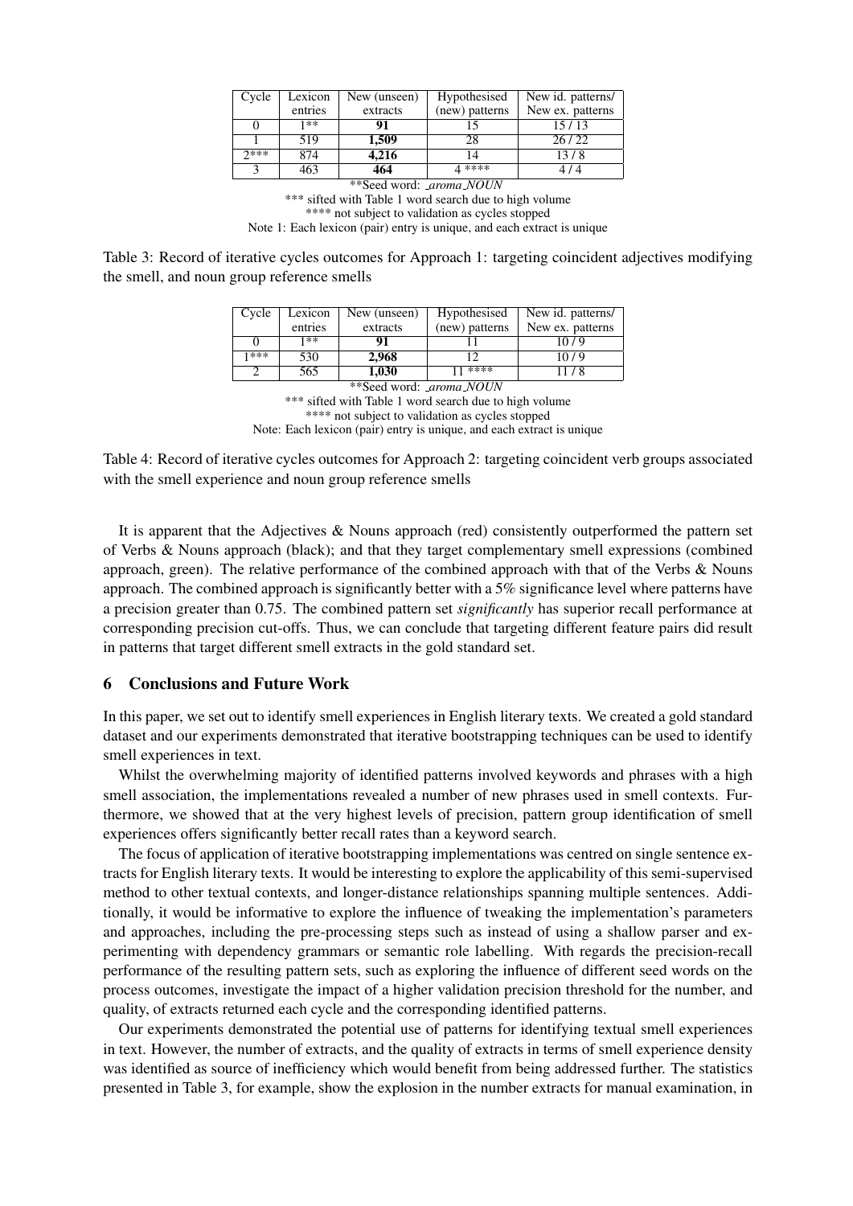| Cycle | Lexicon entries | New (unseen) extracts | Hypothesised (new) patterns | New id. patterns/ New ex. patterns |
|---|---|---|---|---|
| 0 | 1** | **91** | 15 | 15 / 13 |
| 1 | 519 | **1,509** | 28 | 26 / 22 |
| 2*** | 874 | **4,216** | 14 | 13 / 8 |
| 3 | 463 | **464** | 4 **** | 4 / 4 |

**Seed word: _aroma_NOUN

*** sifted with Table 1 word search due to high volume

**** not subject to validation as cycles stopped

Note 1: Each lexicon (pair) entry is unique, and each extract is unique

Table 3: Record of iterative cycles outcomes for Approach 1: targeting coincident adjectives modifying the smell, and noun group reference smells

| Cycle | Lexicon entries | New (unseen) extracts | Hypothesised (new) patterns | New id. patterns/ New ex. patterns |
|---|---|---|---|---|
| 0 | 1** | **91** | 11 | 10 / 9 |
| 1*** | 530 | **2,968** | 12 | 10 / 9 |
| 2 | 565 | **1,030** | 11 **** | 11 / 8 |

**Seed word: _aroma_NOUN

*** sifted with Table 1 word search due to high volume

**** not subject to validation as cycles stopped

Note: Each lexicon (pair) entry is unique, and each extract is unique

Table 4: Record of iterative cycles outcomes for Approach 2: targeting coincident verb groups associated with the smell experience and noun group reference smells

It is apparent that the Adjectives & Nouns approach (red) consistently outperformed the pattern set of Verbs & Nouns approach (black); and that they target complementary smell expressions (combined approach, green). The relative performance of the combined approach with that of the Verbs & Nouns approach. The combined approach is significantly better with a 5% significance level where patterns have a precision greater than 0.75. The combined pattern set *significantly* has superior recall performance at corresponding precision cut-offs. Thus, we can conclude that targeting different feature pairs did result in patterns that target different smell extracts in the gold standard set.

## 6 Conclusions and Future Work

In this paper, we set out to identify smell experiences in English literary texts. We created a gold standard dataset and our experiments demonstrated that iterative bootstrapping techniques can be used to identify smell experiences in text.

Whilst the overwhelming majority of identified patterns involved keywords and phrases with a high smell association, the implementations revealed a number of new phrases used in smell contexts. Furthermore, we showed that at the very highest levels of precision, pattern group identification of smell experiences offers significantly better recall rates than a keyword search.

The focus of application of iterative bootstrapping implementations was centred on single sentence extracts for English literary texts. It would be interesting to explore the applicability of this semi-supervised method to other textual contexts, and longer-distance relationships spanning multiple sentences. Additionally, it would be informative to explore the influence of tweaking the implementation's parameters and approaches, including the pre-processing steps such as instead of using a shallow parser and experimenting with dependency grammars or semantic role labelling. With regards the precision-recall performance of the resulting pattern sets, such as exploring the influence of different seed words on the process outcomes, investigate the impact of a higher validation precision threshold for the number, and quality, of extracts returned each cycle and the corresponding identified patterns.

Our experiments demonstrated the potential use of patterns for identifying textual smell experiences in text. However, the number of extracts, and the quality of extracts in terms of smell experience density was identified as source of inefficiency which would benefit from being addressed further. The statistics presented in Table 3, for example, show the explosion in the number extracts for manual examination, in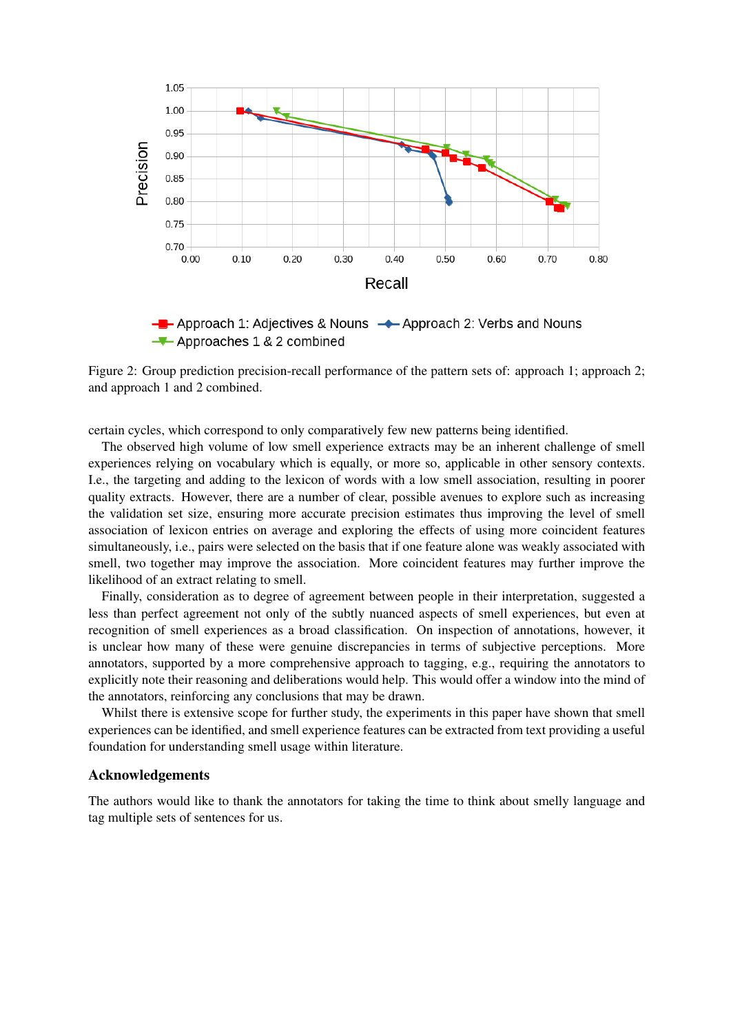Figure 2: Group prediction precision-recall performance of the pattern sets of: approach 1; approach 2; and approach 1 and 2 combined.

certain cycles, which correspond to only comparatively few new patterns being identified.

The observed high volume of low smell experience extracts may be an inherent challenge of smell experiences relying on vocabulary which is equally, or more so, applicable in other sensory contexts. I.e., the targeting and adding to the lexicon of words with a low smell association, resulting in poorer quality extracts. However, there are a number of clear, possible avenues to explore such as increasing the validation set size, ensuring more accurate precision estimates thus improving the level of smell association of lexicon entries on average and exploring the effects of using more coincident features simultaneously, i.e., pairs were selected on the basis that if one feature alone was weakly associated with smell, two together may improve the association. More coincident features may further improve the likelihood of an extract relating to smell.

Finally, consideration as to degree of agreement between people in their interpretation, suggested a less than perfect agreement not only of the subtly nuanced aspects of smell experiences, but even at recognition of smell experiences as a broad classification. On inspection of annotations, however, it is unclear how many of these were genuine discrepancies in terms of subjective perceptions. More annotators, supported by a more comprehensive approach to tagging, e.g., requiring the annotators to explicitly note their reasoning and deliberations would help. This would offer a window into the mind of the annotators, reinforcing any conclusions that may be drawn.

Whilst there is extensive scope for further study, the experiments in this paper have shown that smell experiences can be identified, and smell experience features can be extracted from text providing a useful foundation for understanding smell usage within literature.

## Acknowledgements

The authors would like to thank the annotators for taking the time to think about smelly language and tag multiple sets of sentences for us.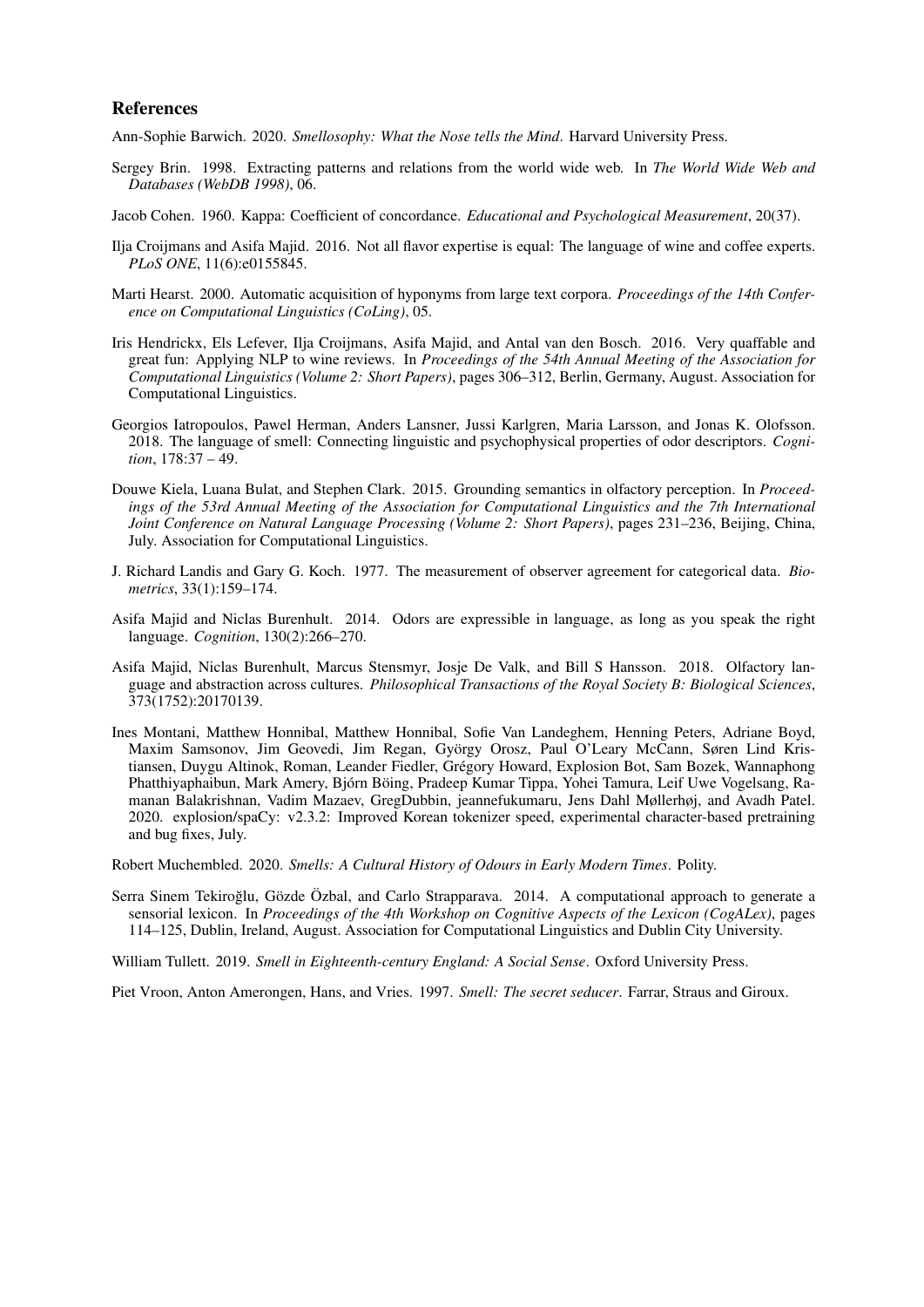## References

Ann-Sophie Barwich. 2020. *Smellosophy: What the Nose tells the Mind*. Harvard University Press.

Sergey Brin. 1998. Extracting patterns and relations from the world wide web. In *The World Wide Web and Databases (WebDB 1998)*, 06.

Jacob Cohen. 1960. Kappa: Coefficient of concordance. *Educational and Psychological Measurement*, 20(37).

Ilja Croijmans and Asifa Majid. 2016. Not all flavor expertise is equal: The language of wine and coffee experts. *PLoS ONE*, 11(6):e0155845.

Marti Hearst. 2000. Automatic acquisition of hyponyms from large text corpora. *Proceedings of the 14th Conference on Computational Linguistics (CoLing)*, 05.

Iris Hendrickx, Els Lefever, Ilja Croijmans, Asifa Majid, and Antal van den Bosch. 2016. Very quaffable and great fun: Applying NLP to wine reviews. In *Proceedings of the 54th Annual Meeting of the Association for Computational Linguistics (Volume 2: Short Papers)*, pages 306–312, Berlin, Germany, August. Association for Computational Linguistics.

Georgios Iatropoulos, Pawel Herman, Anders Lansner, Jussi Karlgren, Maria Larsson, and Jonas K. Olofsson. 2018. The language of smell: Connecting linguistic and psychophysical properties of odor descriptors. *Cognition*, 178:37 – 49.

Douwe Kiela, Luana Bulat, and Stephen Clark. 2015. Grounding semantics in olfactory perception. In *Proceedings of the 53rd Annual Meeting of the Association for Computational Linguistics and the 7th International Joint Conference on Natural Language Processing (Volume 2: Short Papers)*, pages 231–236, Beijing, China, July. Association for Computational Linguistics.

J. Richard Landis and Gary G. Koch. 1977. The measurement of observer agreement for categorical data. *Biometrics*, 33(1):159–174.

Asifa Majid and Niclas Burenhult. 2014. Odors are expressible in language, as long as you speak the right language. *Cognition*, 130(2):266–270.

Asifa Majid, Niclas Burenhult, Marcus Stensmyr, Josje De Valk, and Bill S Hansson. 2018. Olfactory language and abstraction across cultures. *Philosophical Transactions of the Royal Society B: Biological Sciences*, 373(1752):20170139.

Ines Montani, Matthew Honnibal, Matthew Honnibal, Sofie Van Landeghem, Henning Peters, Adriane Boyd, Maxim Samsonov, Jim Geovedi, Jim Regan, György Orosz, Paul O'Leary McCann, Søren Lind Kristiansen, Duygu Altinok, Roman, Leander Fiedler, Grégory Howard, Explosion Bot, Sam Bozek, Wannaphong Phatthiyaphaibun, Mark Amery, Bjórn Böing, Pradeep Kumar Tippa, Yohei Tamura, Leif Uwe Vogelsang, Ramanan Balakrishnan, Vadim Mazaev, GregDubbin, jeannefukumaru, Jens Dahl Møllerhøj, and Avadh Patel. 2020. explosion/spaCy: v2.3.2: Improved Korean tokenizer speed, experimental character-based pretraining and bug fixes, July.

Robert Muchembled. 2020. *Smells: A Cultural History of Odours in Early Modern Times*. Polity.

Serra Sinem Tekiroğlu, Gözde Özbal, and Carlo Strapparava. 2014. A computational approach to generate a sensorial lexicon. In *Proceedings of the 4th Workshop on Cognitive Aspects of the Lexicon (CogALex)*, pages 114–125, Dublin, Ireland, August. Association for Computational Linguistics and Dublin City University.

William Tullett. 2019. *Smell in Eighteenth-century England: A Social Sense*. Oxford University Press.

Piet Vroon, Anton Amerongen, Hans, and Vries. 1997. *Smell: The secret seducer*. Farrar, Straus and Giroux.